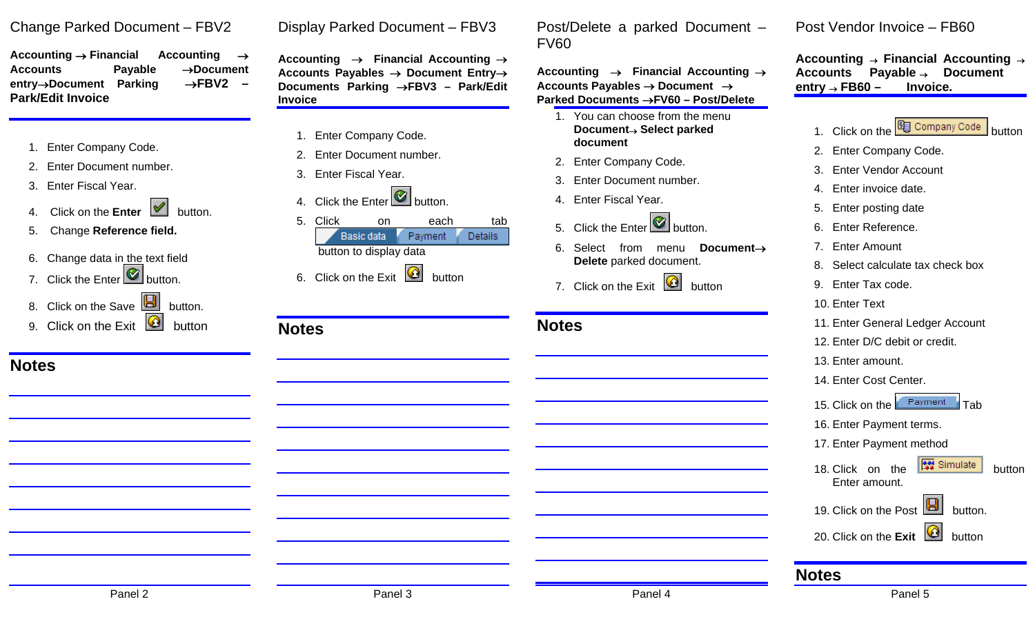## Change Parked Document – FBV2

**Accounting → Financial Accounting → Accounts Payable →Document entry→Document Parking →FBV2 – Park/Edit Invoice**

1. Enter Company Code.
2. Enter Document number.
3. Enter Fiscal Year.
4. Click on the **Enter** button.
5. Change **Reference field.**
6. Change data in the text field
7. Click the Enter button.
8. Click on the Save button.
9. Click on the Exit button

## Notes

Panel 2

## Display Parked Document – FBV3

**Accounting → Financial Accounting → Accounts Payables → Document Entry→ Documents Parking →FBV3 – Park/Edit Invoice**

1. Enter Company Code.
2. Enter Document number.
3. Enter Fiscal Year.
4. Click the Enter button.
5. Click on each tab Basic data Payment Details button to display data
6. Click on the Exit button

## Notes

Panel 3

## Post/Delete a parked Document – FV60

**Accounting → Financial Accounting → Accounts Payables → Document → Parked Documents →FV60 – Post/Delete**

1. You can choose from the menu **Document→ Select parked document**
2. Enter Company Code.
3. Enter Document number.
4. Enter Fiscal Year.
5. Click the Enter button.
6. Select from menu **Document→ Delete** parked document.
7. Click on the Exit button

## Notes

Panel 4

## Post Vendor Invoice – FB60

**Accounting → Financial Accounting → Accounts Payable → Document entry → FB60 – Invoice.**

1. Click on the Company Code button
2. Enter Company Code.
3. Enter Vendor Account
4. Enter invoice date.
5. Enter posting date
6. Enter Reference.
7. Enter Amount
8. Select calculate tax check box
9. Enter Tax code.
10. Enter Text
11. Enter General Ledger Account
12. Enter D/C debit or credit.
13. Enter amount.
14. Enter Cost Center.
15. Click on the Payment Tab
16. Enter Payment terms.
17. Enter Payment method
18. Click on the Simulate button Enter amount.
19. Click on the Post button.
20. Click on the **Exit** button

## Notes

Panel 5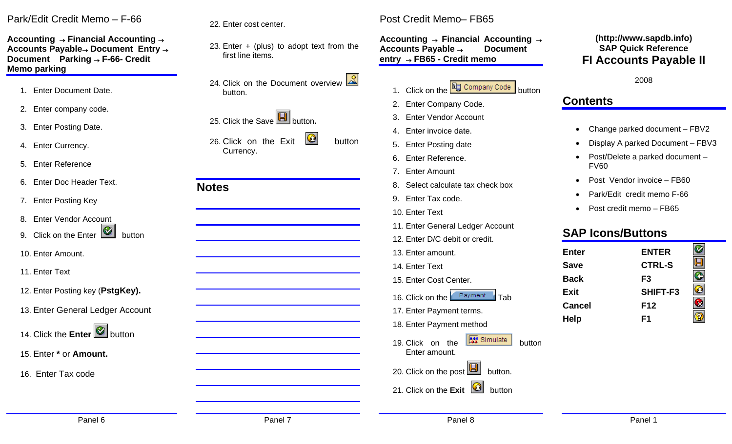## Park/Edit Credit Memo – F-66

**Accounting → Financial Accounting → Accounts Payable→ Document Entry → Document Parking → F-66- Credit Memo parking**

1. Enter Document Date.
2. Enter company code.
3. Enter Posting Date.
4. Enter Currency.
5. Enter Reference
6. Enter Doc Header Text.
7. Enter Posting Key
8. Enter Vendor Account
9. Click on the Enter button
10. Enter Amount.
11. Enter Text
12. Enter Posting key (**PstgKey).**
13. Enter General Ledger Account
14. Click the **Enter** button
15. Enter **\*** or **Amount.**
16. Enter Tax code
17. 
18. 
19. 
20. 
21. 
22. Enter cost center.
23. Enter + (plus) to adopt text from the first line items.
24. Click on the Document overview button.
25. Click the Save button**.**
26. Click on the Exit button Currency.

## Notes

## Post Credit Memo– FB65

**Accounting → Financial Accounting → Accounts Payable → Document entry → FB65 - Credit memo**

1. Click on the Company Code button
2. Enter Company Code.
3. Enter Vendor Account
4. Enter invoice date.
5. Enter Posting date
6. Enter Reference.
7. Enter Amount
8. Select calculate tax check box
9. Enter Tax code.
10. Enter Text
11. Enter General Ledger Account
12. Enter D/C debit or credit.
13. Enter amount.
14. Enter Text
15. Enter Cost Center.
16. Click on the Payment Tab
17. Enter Payment terms.
18. Enter Payment method
19. Click on the Simulate button Enter amount.
20. Click on the post button.
21. Click on the **Exit** button

**(http://www.sapdb.info)**
**SAP Quick Reference**

# FI Accounts Payable II

2008

## Contents

- Change parked document – FBV2
- Display A parked Document – FBV3
- Post/Delete a parked document – FV60
- Post Vendor invoice – FB60
- Park/Edit credit memo F-66
- Post credit memo – FB65

## SAP Icons/Buttons

| | |
|---|---|
| **Enter** | **ENTER** |
| **Save** | **CTRL-S** |
| **Back** | **F3** |
| **Exit** | **SHIFT-F3** |
| **Cancel** | **F12** |
| **Help** | **F1** |